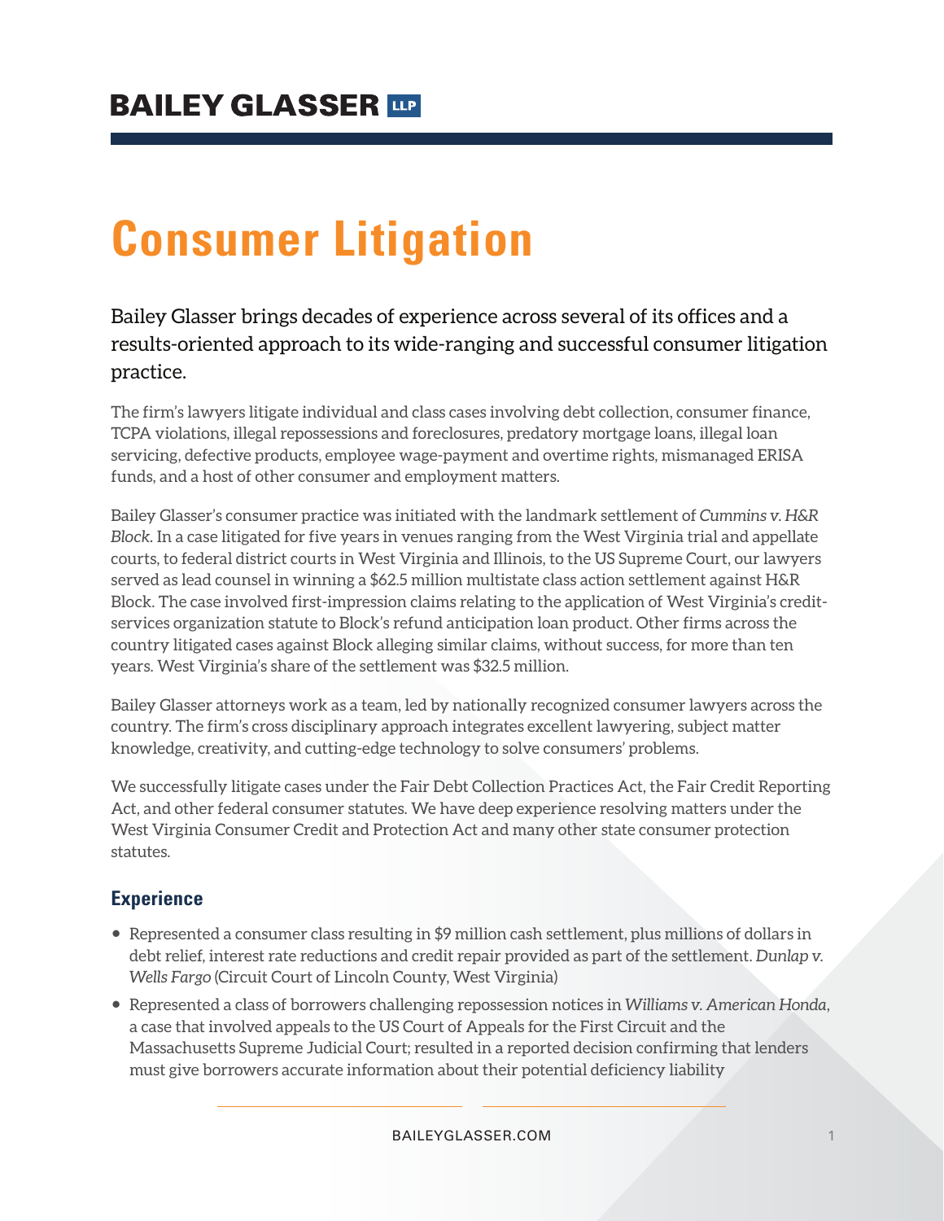# BAILEY GLASSER LLP

# Consumer Litigation

Bailey Glasser brings decades of experience across several of its offices and a results-oriented approach to its wide-ranging and successful consumer litigation practice.

The firm's lawyers litigate individual and class cases involving debt collection, consumer finance, TCPA violations, illegal repossessions and foreclosures, predatory mortgage loans, illegal loan servicing, defective products, employee wage-payment and overtime rights, mismanaged ERISA funds, and a host of other consumer and employment matters.

Bailey Glasser's consumer practice was initiated with the landmark settlement of *Cummins v. H&R Block*. In a case litigated for five years in venues ranging from the West Virginia trial and appellate courts, to federal district courts in West Virginia and Illinois, to the US Supreme Court, our lawyers served as lead counsel in winning a $62.5 million multistate class action settlement against H&R Block. The case involved first-impression claims relating to the application of West Virginia's credit-services organization statute to Block's refund anticipation loan product. Other firms across the country litigated cases against Block alleging similar claims, without success, for more than ten years. West Virginia's share of the settlement was $32.5 million.

Bailey Glasser attorneys work as a team, led by nationally recognized consumer lawyers across the country. The firm's cross disciplinary approach integrates excellent lawyering, subject matter knowledge, creativity, and cutting-edge technology to solve consumers' problems.

We successfully litigate cases under the Fair Debt Collection Practices Act, the Fair Credit Reporting Act, and other federal consumer statutes. We have deep experience resolving matters under the West Virginia Consumer Credit and Protection Act and many other state consumer protection statutes.

## Experience

- Represented a consumer class resulting in $9 million cash settlement, plus millions of dollars in debt relief, interest rate reductions and credit repair provided as part of the settlement. *Dunlap v. Wells Fargo* (Circuit Court of Lincoln County, West Virginia)
- Represented a class of borrowers challenging repossession notices in *Williams v. American Honda*, a case that involved appeals to the US Court of Appeals for the First Circuit and the Massachusetts Supreme Judicial Court; resulted in a reported decision confirming that lenders must give borrowers accurate information about their potential deficiency liability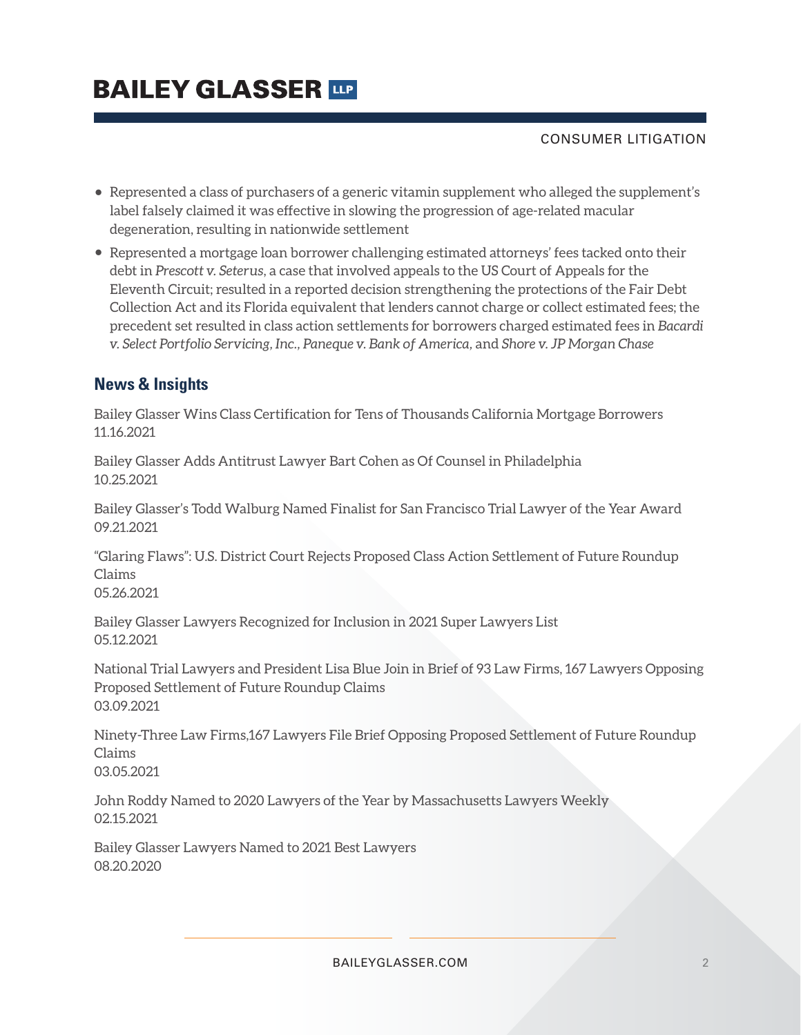- Represented a class of purchasers of a generic vitamin supplement who alleged the supplement's label falsely claimed it was effective in slowing the progression of age-related macular degeneration, resulting in nationwide settlement
- Represented a mortgage loan borrower challenging estimated attorneys' fees tacked onto their debt in *Prescott v. Seterus*, a case that involved appeals to the US Court of Appeals for the Eleventh Circuit; resulted in a reported decision strengthening the protections of the Fair Debt Collection Act and its Florida equivalent that lenders cannot charge or collect estimated fees; the precedent set resulted in class action settlements for borrowers charged estimated fees in *Bacardi v. Select Portfolio Servicing, Inc.*, *Paneque v. Bank of America*, and *Shore v. JP Morgan Chase*

## News & Insights

Bailey Glasser Wins Class Certification for Tens of Thousands California Mortgage Borrowers
11.16.2021

Bailey Glasser Adds Antitrust Lawyer Bart Cohen as Of Counsel in Philadelphia
10.25.2021

Bailey Glasser's Todd Walburg Named Finalist for San Francisco Trial Lawyer of the Year Award
09.21.2021

"Glaring Flaws": U.S. District Court Rejects Proposed Class Action Settlement of Future Roundup Claims
05.26.2021

Bailey Glasser Lawyers Recognized for Inclusion in 2021 Super Lawyers List
05.12.2021

National Trial Lawyers and President Lisa Blue Join in Brief of 93 Law Firms, 167 Lawyers Opposing Proposed Settlement of Future Roundup Claims
03.09.2021

Ninety-Three Law Firms,167 Lawyers File Brief Opposing Proposed Settlement of Future Roundup Claims
03.05.2021

John Roddy Named to 2020 Lawyers of the Year by Massachusetts Lawyers Weekly
02.15.2021

Bailey Glasser Lawyers Named to 2021 Best Lawyers
08.20.2020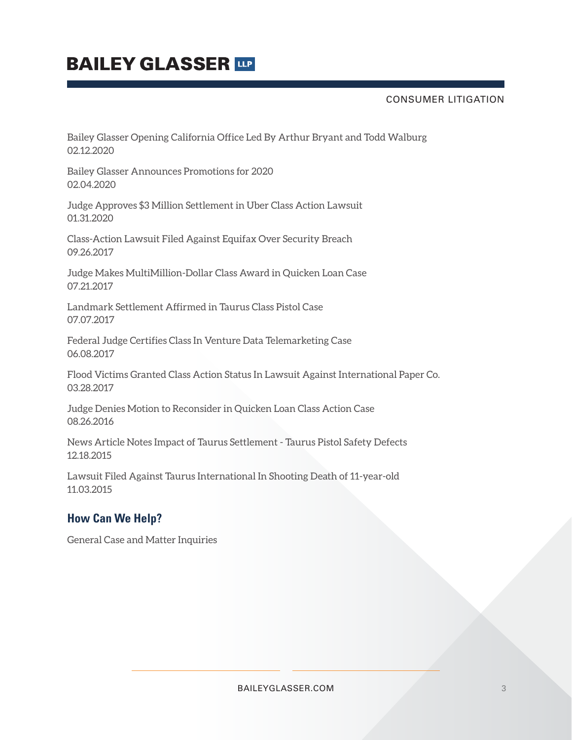Bailey Glasser Opening California Office Led By Arthur Bryant and Todd Walburg
02.12.2020

Bailey Glasser Announces Promotions for 2020
02.04.2020

Judge Approves $3 Million Settlement in Uber Class Action Lawsuit
01.31.2020

Class-Action Lawsuit Filed Against Equifax Over Security Breach
09.26.2017

Judge Makes MultiMillion-Dollar Class Award in Quicken Loan Case
07.21.2017

Landmark Settlement Affirmed in Taurus Class Pistol Case
07.07.2017

Federal Judge Certifies Class In Venture Data Telemarketing Case
06.08.2017

Flood Victims Granted Class Action Status In Lawsuit Against International Paper Co.
03.28.2017

Judge Denies Motion to Reconsider in Quicken Loan Class Action Case
08.26.2016

News Article Notes Impact of Taurus Settlement - Taurus Pistol Safety Defects
12.18.2015

Lawsuit Filed Against Taurus International In Shooting Death of 11-year-old
11.03.2015

## How Can We Help?

General Case and Matter Inquiries